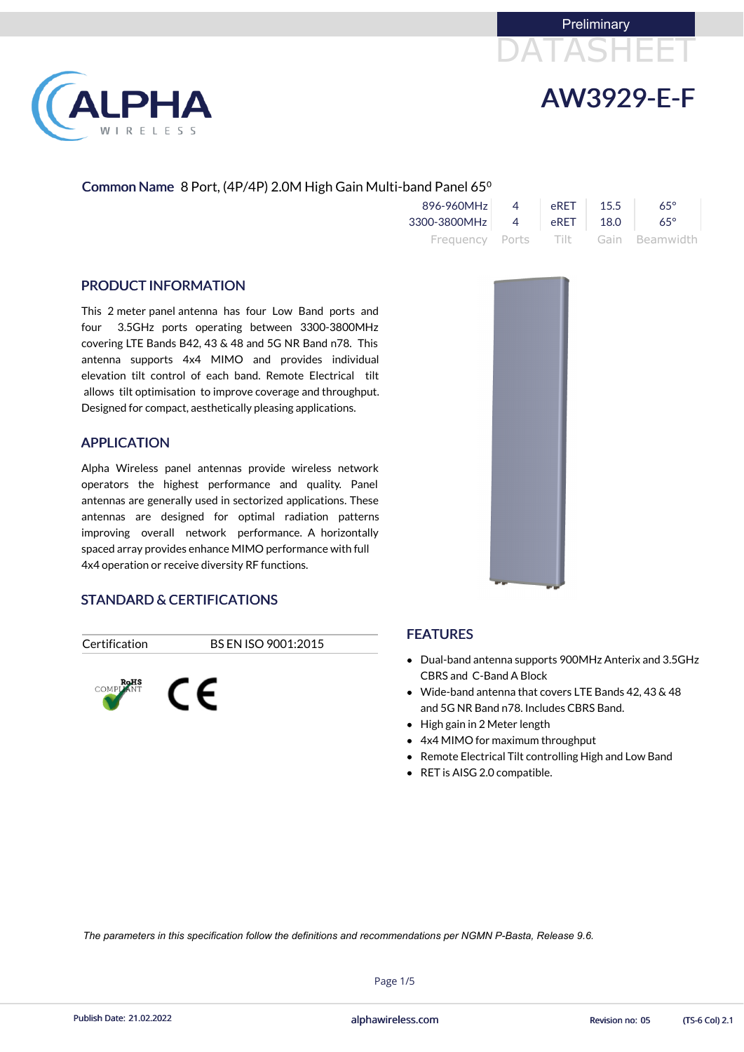Preliminary

DATASHEET

# AW3929-E-F

**Common Name** 8 Port, (4P/4P) 2.0M High Gain Multi-band Panel 65°

| Frequency | Ports | Tilt | Gain | Beamwidth |
|---|---|---|---|---|
| 896-960MHz | 4 | eRET | 15.5 | 65° |
| 3300-3800MHz | 4 | eRET | 18.0 | 65° |

## PRODUCT INFORMATION

This 2 meter panel antenna has four Low Band ports and four 3.5GHz ports operating between 3300-3800MHz covering LTE Bands B42, 43 & 48 and 5G NR Band n78. This antenna supports 4x4 MIMO and provides individual elevation tilt control of each band. Remote Electrical tilt allows tilt optimisation to improve coverage and throughput. Designed for compact, aesthetically pleasing applications.

## APPLICATION

Alpha Wireless panel antennas provide wireless network operators the highest performance and quality. Panel antennas are generally used in sectorized applications. These antennas are designed for optimal radiation patterns improving overall network performance. A horizontally spaced array provides enhance MIMO performance with full 4x4 operation or receive diversity RF functions.

## STANDARD & CERTIFICATIONS

| Certification | BS EN ISO 9001:2015 |
|---|---|

RoHS COMPLIANT CE

## FEATURES

- Dual-band antenna supports 900MHz Anterix and 3.5GHz CBRS and C-Band A Block
- Wide-band antenna that covers LTE Bands 42, 43 & 48 and 5G NR Band n78. Includes CBRS Band.
- High gain in 2 Meter length
- 4x4 MIMO for maximum throughput
- Remote Electrical Tilt controlling High and Low Band
- RET is AISG 2.0 compatible.

*The parameters in this specification follow the definitions and recommendations per NGMN P-Basta, Release 9.6.*

Publish Date: 21.02.2022 | alphawireless.com | Revision no: 05 | (TS-6 Col) 2.1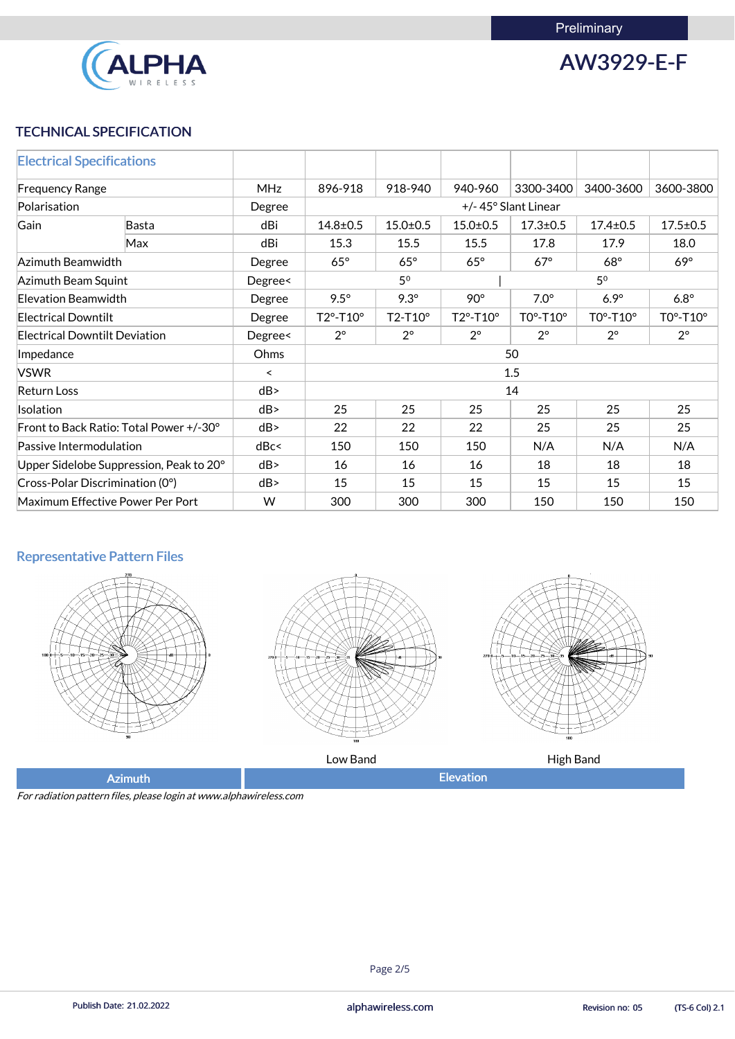Preliminary

# AW3929-E-F

## TECHNICAL SPECIFICATION

| Electrical Specifications | | | | | | | | |
|---|---|---|---|---|---|---|---|---|
| Frequency Range | | MHz | 896-918 | 918-940 | 940-960 | 3300-3400 | 3400-3600 | 3600-3800 |
| Polarisation | | Degree | +/- 45° Slant Linear | | | | | |
| Gain | Basta | dBi | 14.8±0.5 | 15.0±0.5 | 15.0±0.5 | 17.3±0.5 | 17.4±0.5 | 17.5±0.5 |
| | Max | dBi | 15.3 | 15.5 | 15.5 | 17.8 | 17.9 | 18.0 |
| Azimuth Beamwidth | | Degree | 65° | 65° | 65° | 67° | 68° | 69° |
| Azimuth Beam Squint | | Degree< | 5⁰ | | | 5⁰ | | |
| Elevation Beamwidth | | Degree | 9.5° | 9.3° | 90° | 7.0° | 6.9° | 6.8° |
| Electrical Downtilt | | Degree | T2°-T10° | T2-T10° | T2°-T10° | T0°-T10° | T0°-T10° | T0°-T10° |
| Electrical Downtilt Deviation | | Degree< | 2° | 2° | 2° | 2° | 2° | 2° |
| Impedance | | Ohms | 50 | | | | | |
| VSWR | | < | 1.5 | | | | | |
| Return Loss | | dB> | 14 | | | | | |
| Isolation | | dB> | 25 | 25 | 25 | 25 | 25 | 25 |
| Front to Back Ratio: Total Power +/-30° | | dB> | 22 | 22 | 22 | 25 | 25 | 25 |
| Passive Intermodulation | | dBc< | 150 | 150 | 150 | N/A | N/A | N/A |
| Upper Sidelobe Suppression, Peak to 20° | | dB> | 16 | 16 | 16 | 18 | 18 | 18 |
| Cross-Polar Discrimination (0°) | | dB> | 15 | 15 | 15 | 15 | 15 | 15 |
| Maximum Effective Power Per Port | | W | 300 | 300 | 300 | 150 | 150 | 150 |

### Representative Pattern Files

Low Band | High Band

Azimuth | Elevation

*For radiation pattern files, please login at www.alphawireless.com*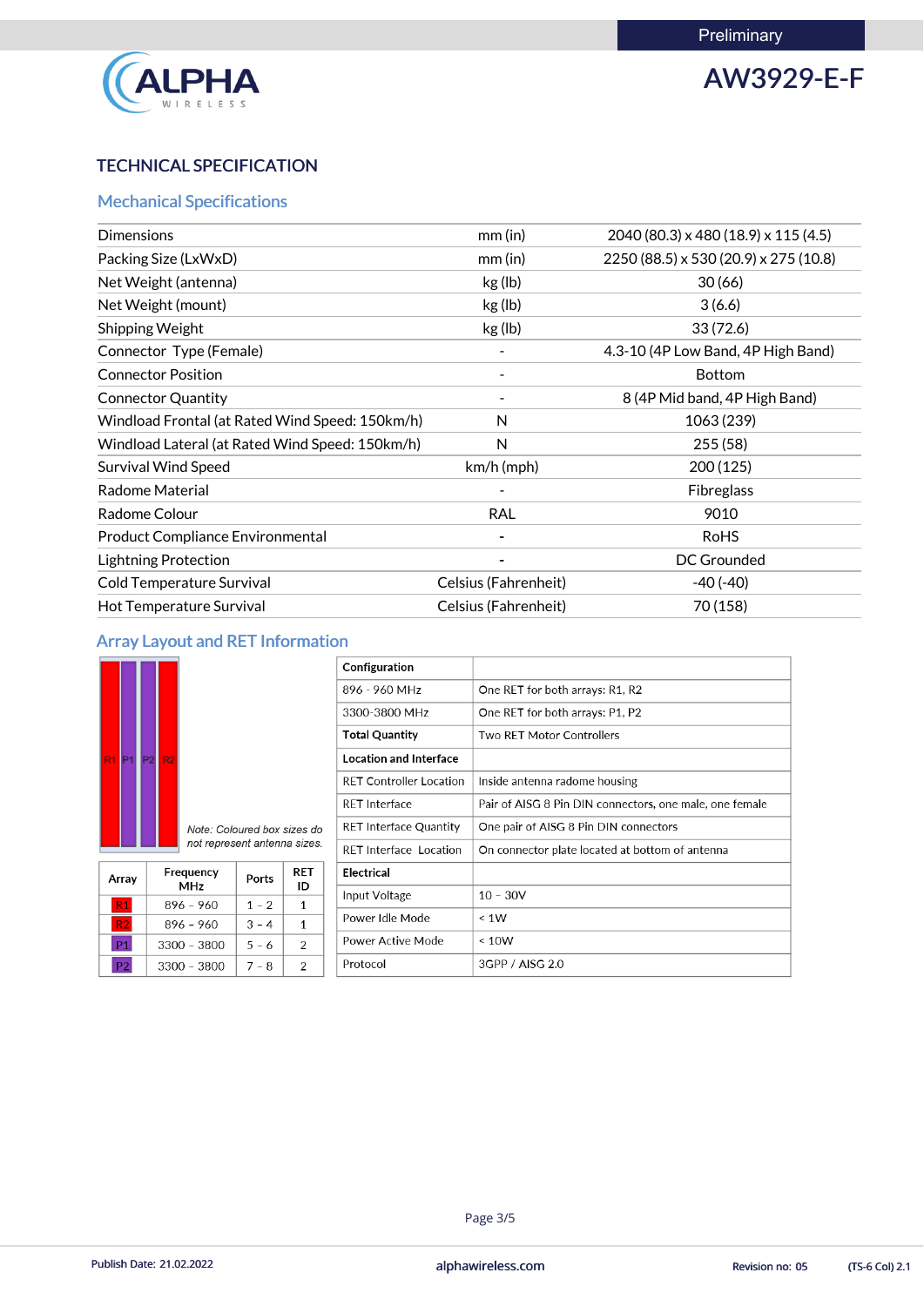Preliminary

# AW3929-E-F

## TECHNICAL SPECIFICATION

### Mechanical Specifications

| | | |
|---|---|---|
| Dimensions | mm (in) | 2040 (80.3) x 480 (18.9) x 115 (4.5) |
| Packing Size (LxWxD) | mm (in) | 2250 (88.5) x 530 (20.9) x 275 (10.8) |
| Net Weight (antenna) | kg (lb) | 30 (66) |
| Net Weight (mount) | kg (lb) | 3 (6.6) |
| Shipping Weight | kg (lb) | 33 (72.6) |
| Connector Type (Female) | - | 4.3-10 (4P Low Band, 4P High Band) |
| Connector Position | - | Bottom |
| Connector Quantity | - | 8 (4P Mid band, 4P High Band) |
| Windload Frontal (at Rated Wind Speed: 150km/h) | N | 1063 (239) |
| Windload Lateral (at Rated Wind Speed: 150km/h) | N | 255 (58) |
| Survival Wind Speed | km/h (mph) | 200 (125) |
| Radome Material | - | Fibreglass |
| Radome Colour | RAL | 9010 |
| Product Compliance Environmental | - | RoHS |
| Lightning Protection | - | DC Grounded |
| Cold Temperature Survival | Celsius (Fahrenheit) | -40 (-40) |
| Hot Temperature Survival | Celsius (Fahrenheit) | 70 (158) |

### Array Layout and RET Information

R1 P1 P2 R2

*Note: Coloured box sizes do not represent antenna sizes.*

| Array | Frequency MHz | Ports | RET ID |
|---|---|---|---|
| R1 | 896 – 960 | 1 – 2 | 1 |
| R2 | 896 – 960 | 3 – 4 | 1 |
| P1 | 3300 – 3800 | 5 – 6 | 2 |
| P2 | 3300 – 3800 | 7 – 8 | 2 |

| **Configuration** | |
|---|---|
| 896 - 960 MHz | One RET for both arrays: R1, R2 |
| 3300-3800 MHz | One RET for both arrays: P1, P2 |
| **Total Quantity** | Two RET Motor Controllers |
| **Location and Interface** | |
| RET Controller Location | Inside antenna radome housing |
| RET Interface | Pair of AISG 8 Pin DIN connectors, one male, one female |
| RET Interface Quantity | One pair of AISG 8 Pin DIN connectors |
| RET Interface Location | On connector plate located at bottom of antenna |
| **Electrical** | |
| Input Voltage | 10 – 30V |
| Power Idle Mode | < 1W |
| Power Active Mode | < 10W |
| Protocol | 3GPP / AISG 2.0 |

Publish Date: 21.02.2022 alphawireless.com Revision no: 05 (TS-6 Col) 2.1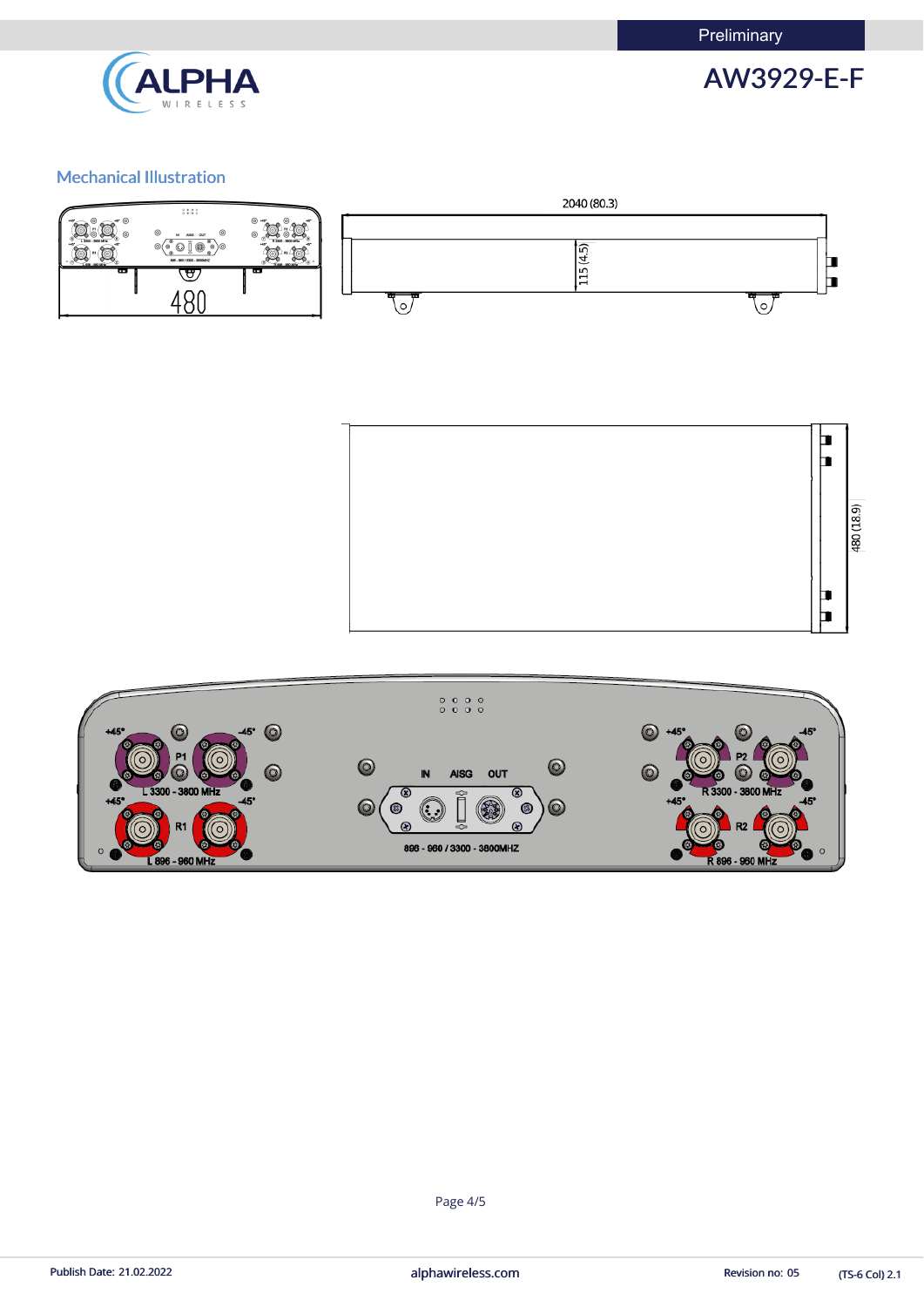## Mechanical Illustration

480

2040 (80.3)

115 (4.5)

480 (18.9)

+45° -45° P1 L 3300 - 3800 MHz +45° -45° R1 L 696 - 960 MHz

IN AISG OUT

696 - 960 / 3300 - 3800MHZ

+45° -45° P2 R 3300 - 3800 MHz +45° -45° R2 R 696 - 960 MHz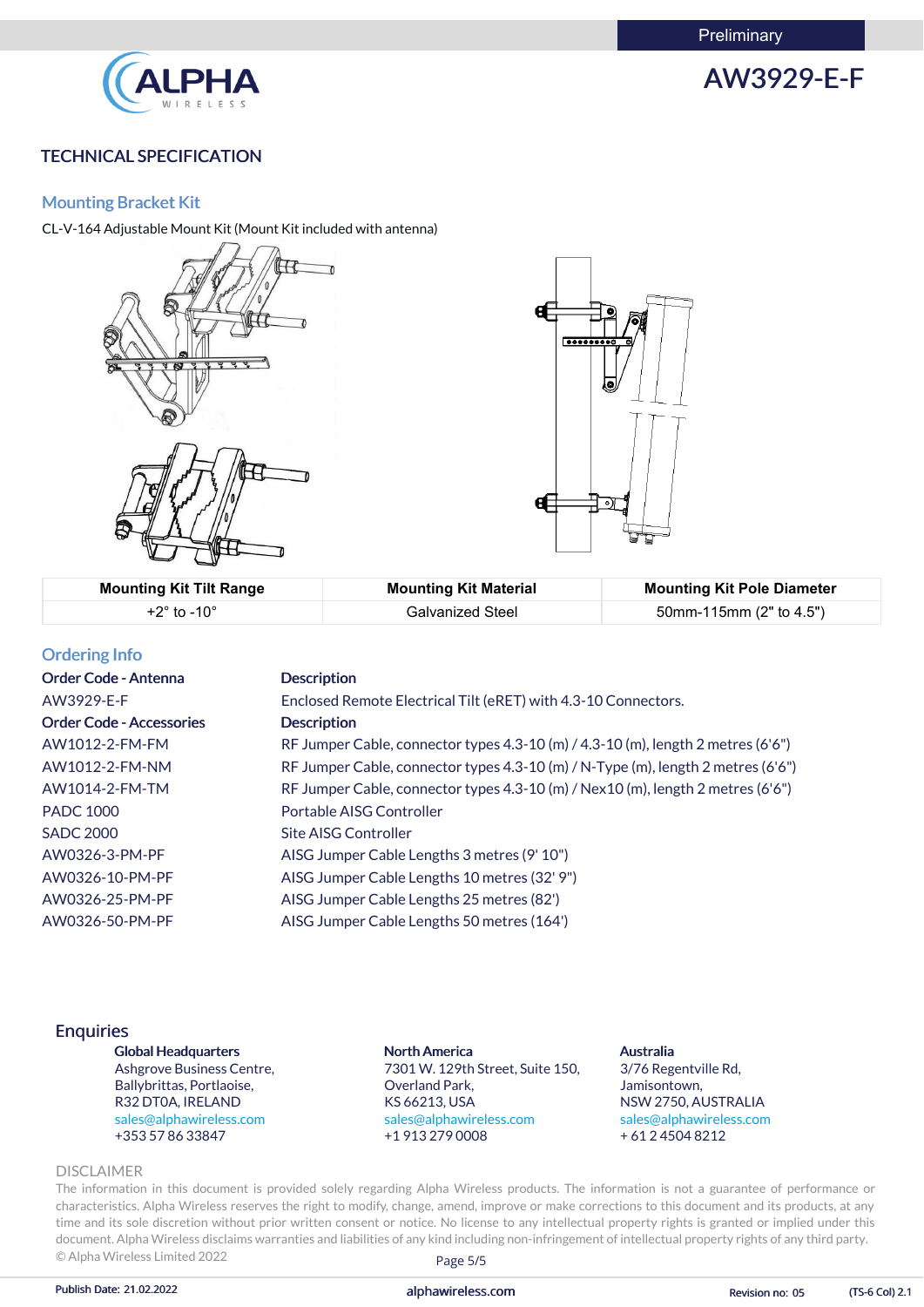## TECHNICAL SPECIFICATION

### Mounting Bracket Kit

CL-V-164 Adjustable Mount Kit (Mount Kit included with antenna)

| Mounting Kit Tilt Range | Mounting Kit Material | Mounting Kit Pole Diameter |
|---|---|---|
| +2° to -10° | Galvanized Steel | 50mm-115mm (2" to 4.5") |

### Ordering Info

| Order Code - Antenna | Description |
|---|---|
| AW3929-E-F | Enclosed Remote Electrical Tilt (eRET) with 4.3-10 Connectors. |
| **Order Code - Accessories** | **Description** |
| AW1012-2-FM-FM | RF Jumper Cable, connector types 4.3-10 (m) / 4.3-10 (m), length 2 metres (6'6") |
| AW1012-2-FM-NM | RF Jumper Cable, connector types 4.3-10 (m) / N-Type (m), length 2 metres (6'6") |
| AW1014-2-FM-TM | RF Jumper Cable, connector types 4.3-10 (m) / Nex10 (m), length 2 metres (6'6") |
| PADC 1000 | Portable AISG Controller |
| SADC 2000 | Site AISG Controller |
| AW0326-3-PM-PF | AISG Jumper Cable Lengths 3 metres (9' 10") |
| AW0326-10-PM-PF | AISG Jumper Cable Lengths 10 metres (32' 9") |
| AW0326-25-PM-PF | AISG Jumper Cable Lengths 25 metres (82') |
| AW0326-50-PM-PF | AISG Jumper Cable Lengths 50 metres (164') |

### Enquiries

**Global Headquarters**
Ashgrove Business Centre,
Ballybrittas, Portlaoise,
R32 DT0A, IRELAND
sales@alphawireless.com
+353 57 86 33847

**North America**
7301 W. 129th Street, Suite 150,
Overland Park,
KS 66213, USA
sales@alphawireless.com
+1 913 279 0008

**Australia**
3/76 Regentville Rd,
Jamisontown,
NSW 2750, AUSTRALIA
sales@alphawireless.com
+ 61 2 4504 8212

DISCLAIMER

The information in this document is provided solely regarding Alpha Wireless products. The information is not a guarantee of performance or characteristics. Alpha Wireless reserves the right to modify, change, amend, improve or make corrections to this document and its products, at any time and its sole discretion without prior written consent or notice. No license to any intellectual property rights is granted or implied under this document. Alpha Wireless disclaims warranties and liabilities of any kind including non-infringement of intellectual property rights of any third party.

© Alpha Wireless Limited 2022

Publish Date: 21.02.2022 | alphawireless.com | Revision no: 05 | (TS-6 Col) 2.1